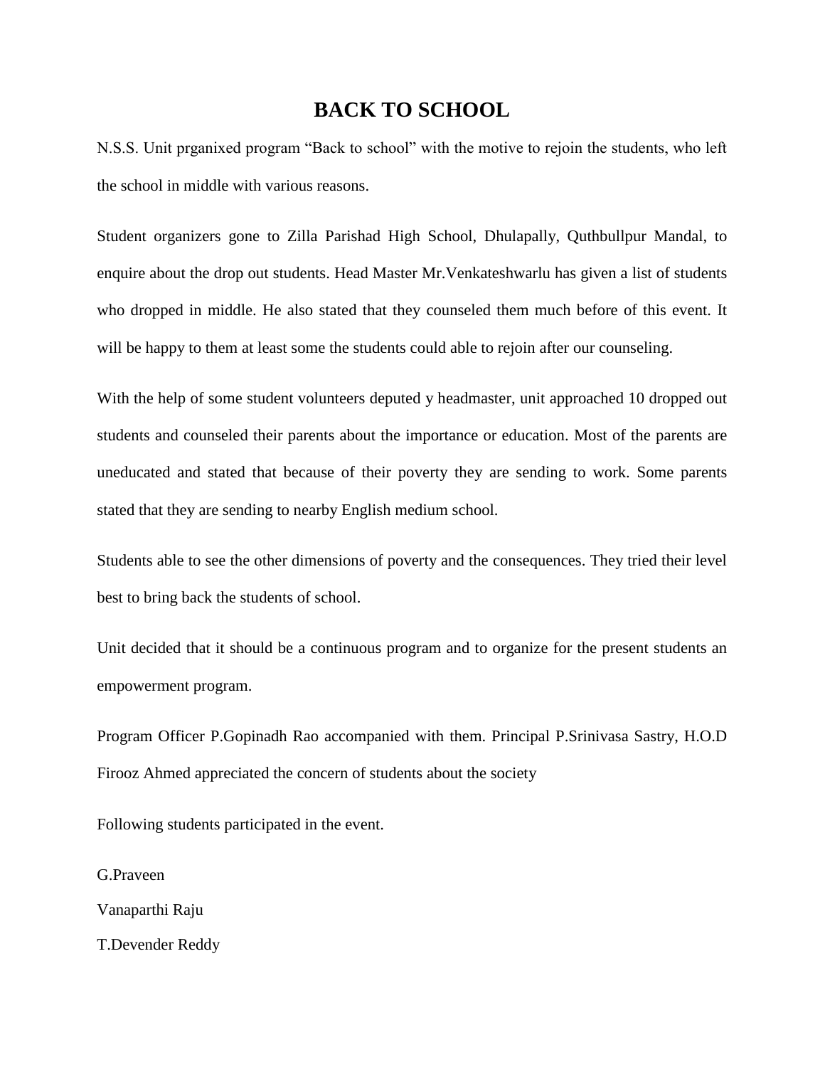# BACK TO SCHOOL

N.S.S. Unit prganixed program "Back to school" with the motive to rejoin the students, who left the school in middle with various reasons.

Student organizers gone to Zilla Parishad High School, Dhulapally, Quthbullpur Mandal, to enquire about the drop out students. Head Master Mr.Venkateshwarlu has given a list of students who dropped in middle. He also stated that they counseled them much before of this event. It will be happy to them at least some the students could able to rejoin after our counseling.

With the help of some student volunteers deputed y headmaster, unit approached 10 dropped out students and counseled their parents about the importance or education. Most of the parents are uneducated and stated that because of their poverty they are sending to work. Some parents stated that they are sending to nearby English medium school.

Students able to see the other dimensions of poverty and the consequences. They tried their level best to bring back the students of school.

Unit decided that it should be a continuous program and to organize for the present students an empowerment program.

Program Officer P.Gopinadh Rao accompanied with them. Principal P.Srinivasa Sastry, H.O.D Firooz Ahmed appreciated the concern of students about the society

Following students participated in the event.

G.Praveen

Vanaparthi Raju

T.Devender Reddy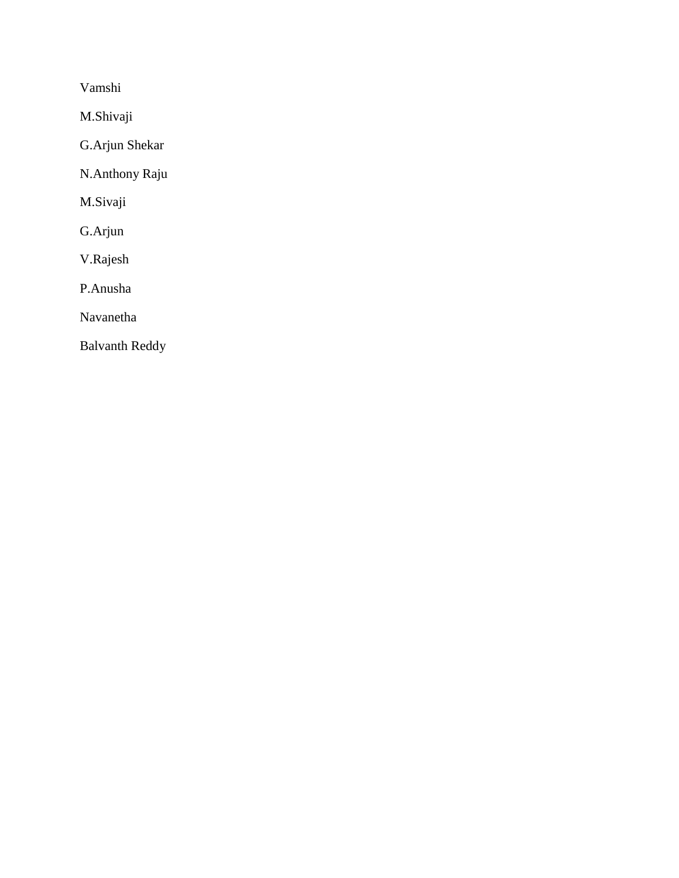Vamshi

M.Shivaji

G.Arjun Shekar

N.Anthony Raju

M.Sivaji

G.Arjun

V.Rajesh

P.Anusha

Navanetha

Balvanth Reddy